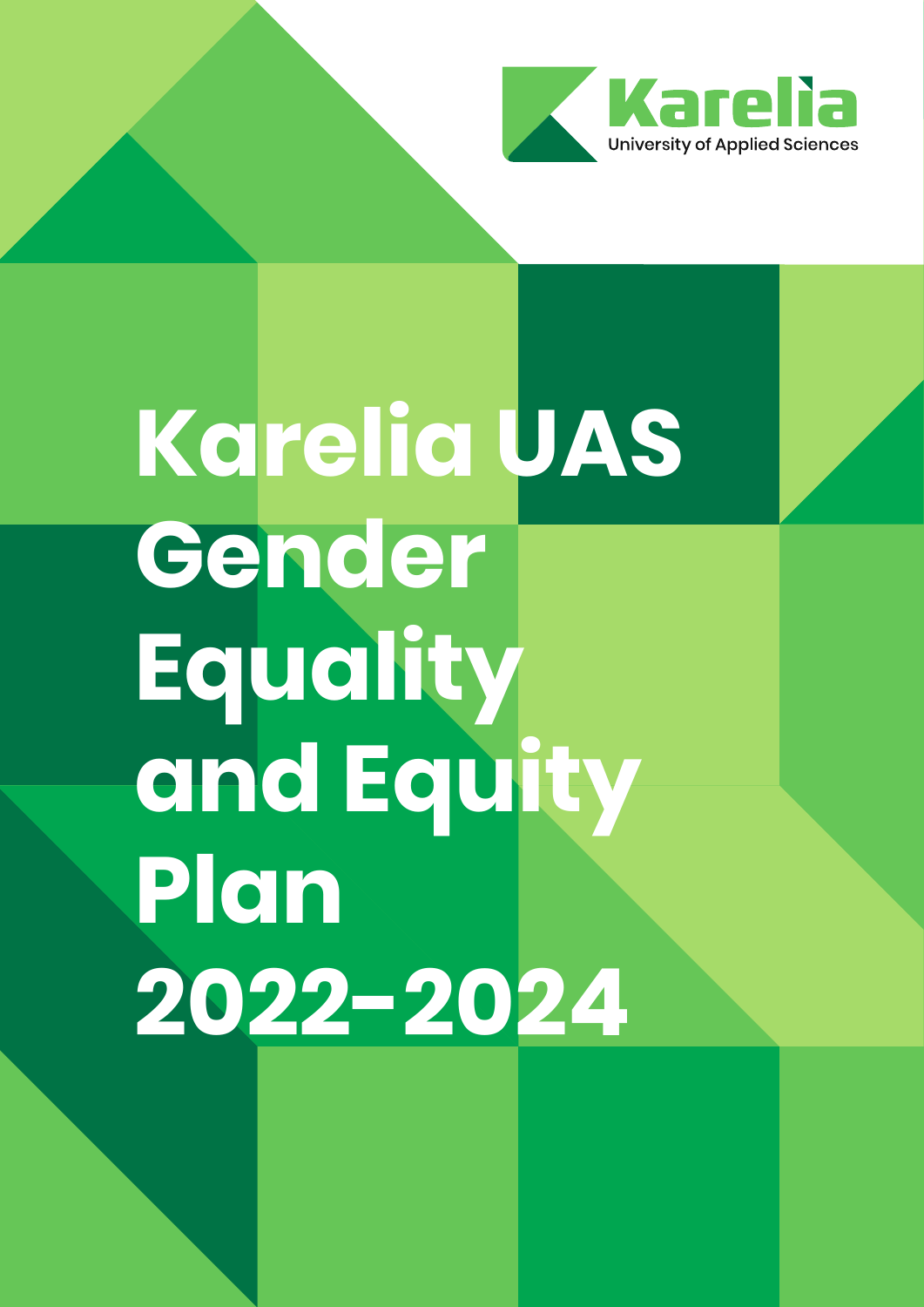Karelia

University of Applied Sciences

# Karelia UAS Gender Equality and Equity Plan 2022-2024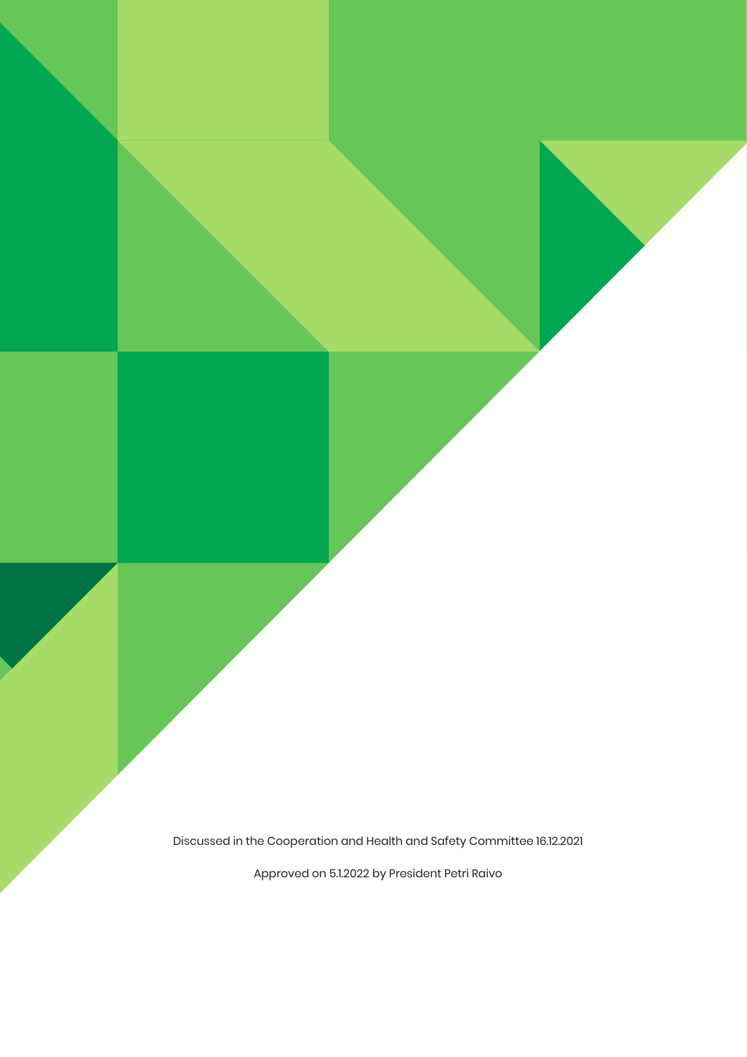Discussed in the Cooperation and Health and Safety Committee 16.12.2021

Approved on 5.1.2022 by President Petri Raivo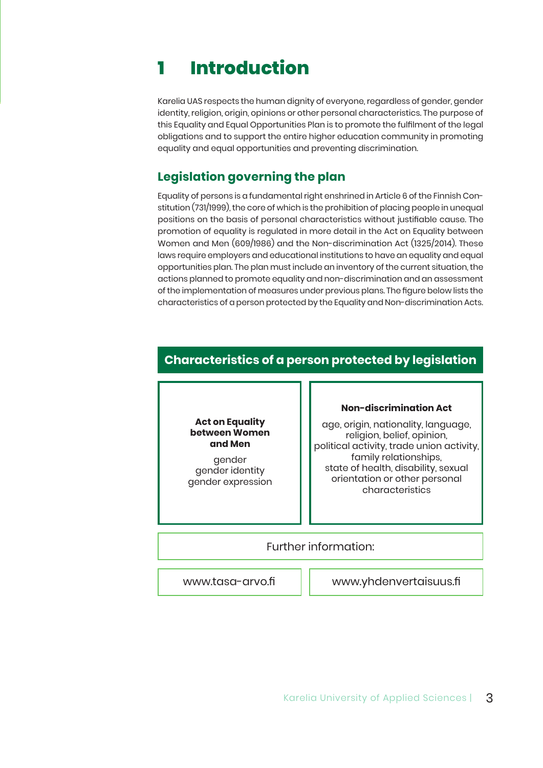# 1 Introduction

Karelia UAS respects the human dignity of everyone, regardless of gender, gender identity, religion, origin, opinions or other personal characteristics. The purpose of this Equality and Equal Opportunities Plan is to promote the fulfilment of the legal obligations and to support the entire higher education community in promoting equality and equal opportunities and preventing discrimination.

## Legislation governing the plan

Equality of persons is a fundamental right enshrined in Article 6 of the Finnish Constitution (731/1999), the core of which is the prohibition of placing people in unequal positions on the basis of personal characteristics without justifiable cause. The promotion of equality is regulated in more detail in the Act on Equality between Women and Men (609/1986) and the Non-discrimination Act (1325/2014). These laws require employers and educational institutions to have an equality and equal opportunities plan. The plan must include an inventory of the current situation, the actions planned to promote equality and non-discrimination and an assessment of the implementation of measures under previous plans. The figure below lists the characteristics of a person protected by the Equality and Non-discrimination Acts.

### Characteristics of a person protected by legislation

| Act on Equality between Women and Men | Non-discrimination Act |
|---|---|
| gender<br>gender identity<br>gender expression | age, origin, nationality, language, religion, belief, opinion, political activity, trade union activity, family relationships, state of health, disability, sexual orientation or other personal characteristics |

Further information:

| www.tasa-arvo.fi | www.yhdenvertaisuus.fi |
|---|---|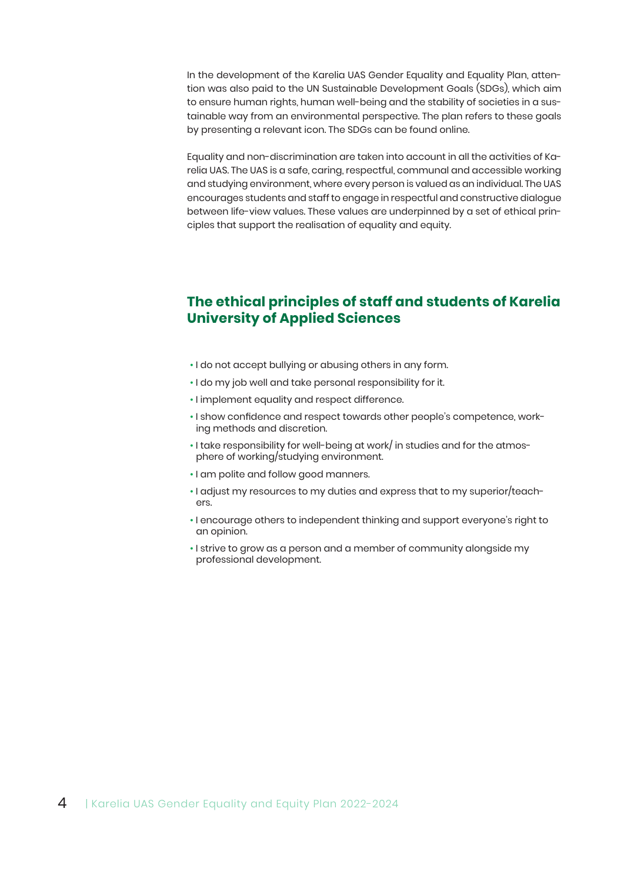In the development of the Karelia UAS Gender Equality and Equality Plan, attention was also paid to the UN Sustainable Development Goals (SDGs), which aim to ensure human rights, human well-being and the stability of societies in a sustainable way from an environmental perspective. The plan refers to these goals by presenting a relevant icon. The SDGs can be found online.

Equality and non-discrimination are taken into account in all the activities of Karelia UAS. The UAS is a safe, caring, respectful, communal and accessible working and studying environment, where every person is valued as an individual. The UAS encourages students and staff to engage in respectful and constructive dialogue between life-view values. These values are underpinned by a set of ethical principles that support the realisation of equality and equity.

## The ethical principles of staff and students of Karelia University of Applied Sciences

- I do not accept bullying or abusing others in any form.
- I do my job well and take personal responsibility for it.
- I implement equality and respect difference.
- I show confidence and respect towards other people's competence, working methods and discretion.
- I take responsibility for well-being at work/ in studies and for the atmosphere of working/studying environment.
- I am polite and follow good manners.
- I adjust my resources to my duties and express that to my superior/teachers.
- I encourage others to independent thinking and support everyone's right to an opinion.
- I strive to grow as a person and a member of community alongside my professional development.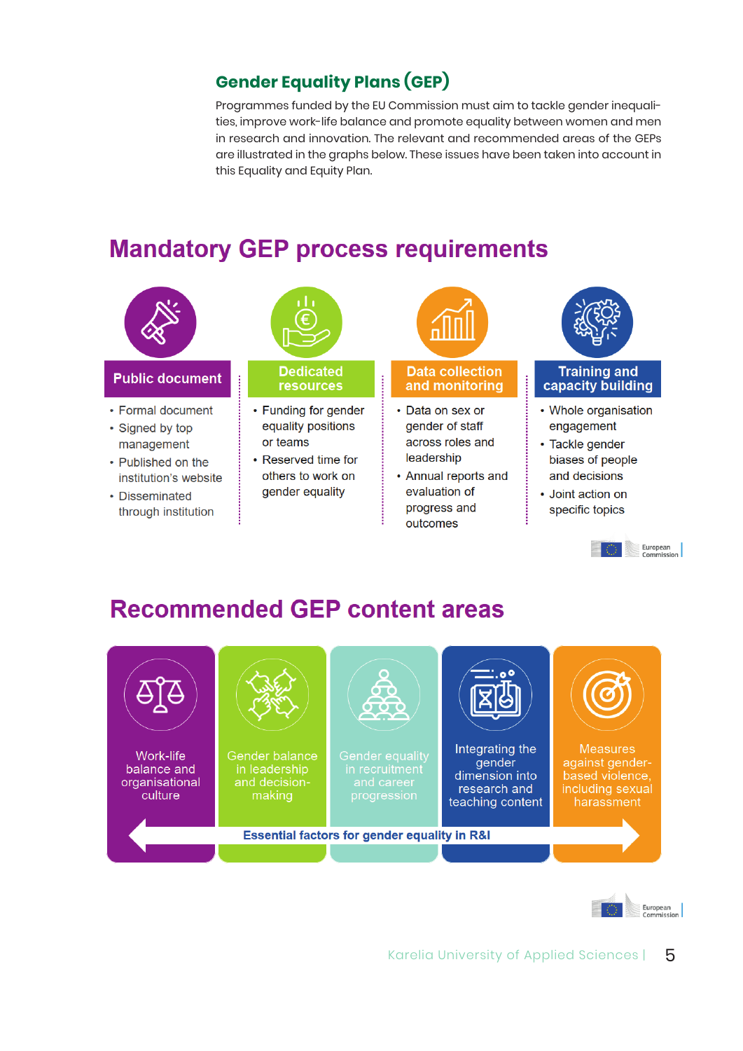## Gender Equality Plans (GEP)

Programmes funded by the EU Commission must aim to tackle gender inequalities, improve work-life balance and promote equality between women and men in research and innovation. The relevant and recommended areas of the GEPs are illustrated in the graphs below. These issues have been taken into account in this Equality and Equity Plan.

# Mandatory GEP process requirements

### Public document

- Formal document
- Signed by top management
- Published on the institution's website
- Disseminated through institution

### Dedicated resources

- Funding for gender equality positions or teams
- Reserved time for others to work on gender equality

### Data collection and monitoring

- Data on sex or gender of staff across roles and leadership
- Annual reports and evaluation of progress and outcomes

### Training and capacity building

- Whole organisation engagement
- Tackle gender biases of people and decisions
- Joint action on specific topics

European Commission

# Recommended GEP content areas

- Work-life balance and organisational culture
- Gender balance in leadership and decision-making
- Gender equality in recruitment and career progression
- Integrating the gender dimension into research and teaching content
- Measures against gender-based violence, including sexual harassment

**Essential factors for gender equality in R&I**

European Commission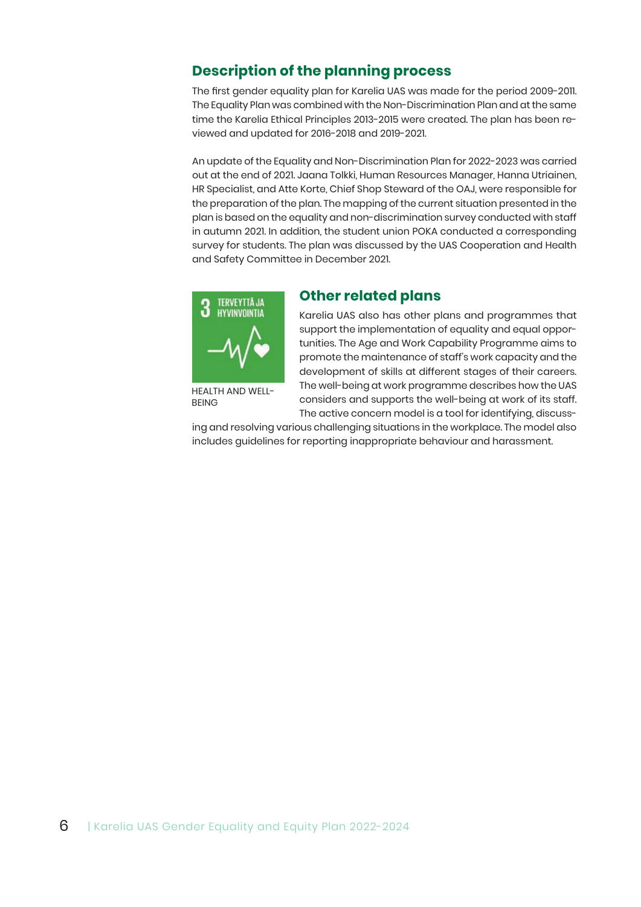## Description of the planning process

The first gender equality plan for Karelia UAS was made for the period 2009-2011. The Equality Plan was combined with the Non-Discrimination Plan and at the same time the Karelia Ethical Principles 2013-2015 were created. The plan has been reviewed and updated for 2016-2018 and 2019-2021.

An update of the Equality and Non-Discrimination Plan for 2022-2023 was carried out at the end of 2021. Jaana Tolkki, Human Resources Manager, Hanna Utriainen, HR Specialist, and Atte Korte, Chief Shop Steward of the OAJ, were responsible for the preparation of the plan. The mapping of the current situation presented in the plan is based on the equality and non-discrimination survey conducted with staff in autumn 2021. In addition, the student union POKA conducted a corresponding survey for students. The plan was discussed by the UAS Cooperation and Health and Safety Committee in December 2021.

3 TERVEYTTÄ JA HYVINVOINTIA

HEALTH AND WELL-BEING

## Other related plans

Karelia UAS also has other plans and programmes that support the implementation of equality and equal opportunities. The Age and Work Capability Programme aims to promote the maintenance of staff's work capacity and the development of skills at different stages of their careers. The well-being at work programme describes how the UAS considers and supports the well-being at work of its staff. The active concern model is a tool for identifying, discussing and resolving various challenging situations in the workplace. The model also includes guidelines for reporting inappropriate behaviour and harassment.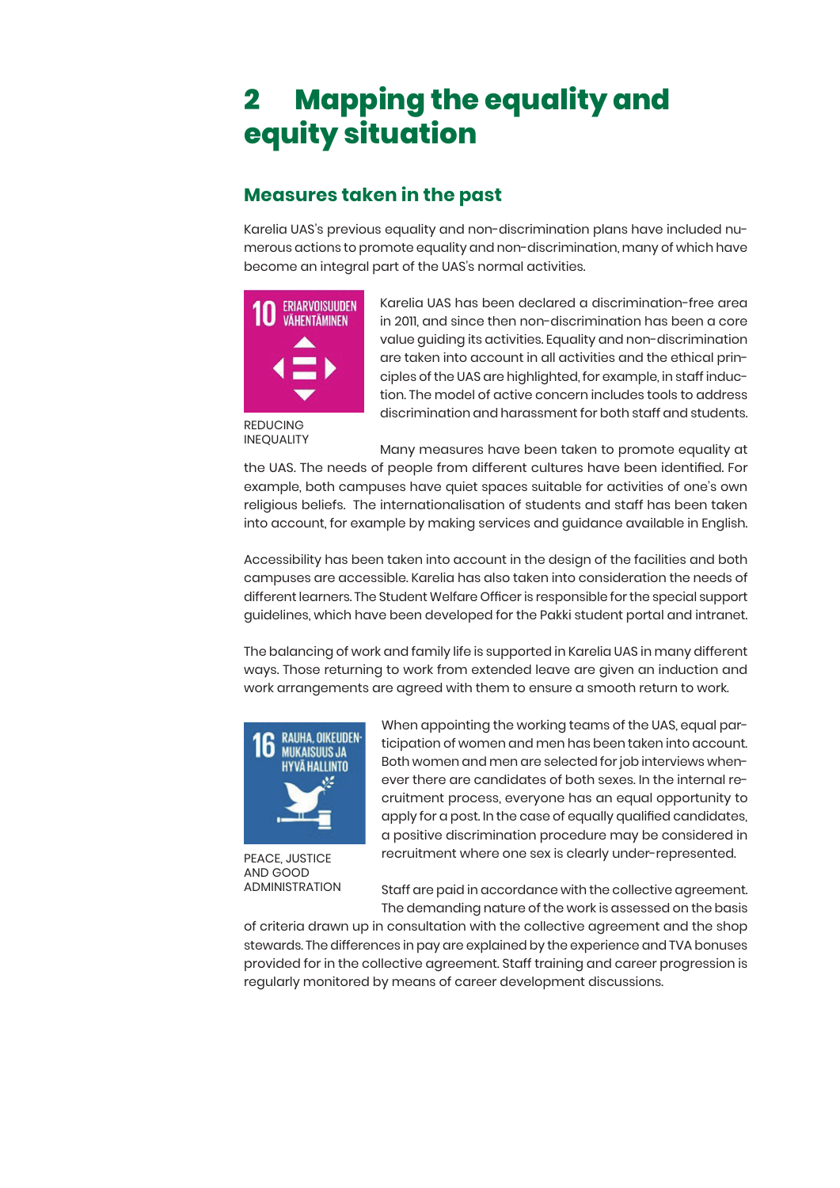# 2 Mapping the equality and equity situation

## Measures taken in the past

Karelia UAS's previous equality and non-discrimination plans have included numerous actions to promote equality and non-discrimination, many of which have become an integral part of the UAS's normal activities.

10 ERIARVOISUUDEN VÄHENTÄMINEN

REDUCING INEQUALITY

Karelia UAS has been declared a discrimination-free area in 2011, and since then non-discrimination has been a core value guiding its activities. Equality and non-discrimination are taken into account in all activities and the ethical principles of the UAS are highlighted, for example, in staff induction. The model of active concern includes tools to address discrimination and harassment for both staff and students.

Many measures have been taken to promote equality at the UAS. The needs of people from different cultures have been identified. For example, both campuses have quiet spaces suitable for activities of one's own religious beliefs. The internationalisation of students and staff has been taken into account, for example by making services and guidance available in English.

Accessibility has been taken into account in the design of the facilities and both campuses are accessible. Karelia has also taken into consideration the needs of different learners. The Student Welfare Officer is responsible for the special support guidelines, which have been developed for the Pakki student portal and intranet.

The balancing of work and family life is supported in Karelia UAS in many different ways. Those returning to work from extended leave are given an induction and work arrangements are agreed with them to ensure a smooth return to work.

16 RAUHA, OIKEUDENMUKAISUUS JA HYVÄ HALLINTO

PEACE, JUSTICE AND GOOD ADMINISTRATION

When appointing the working teams of the UAS, equal participation of women and men has been taken into account. Both women and men are selected for job interviews whenever there are candidates of both sexes. In the internal recruitment process, everyone has an equal opportunity to apply for a post. In the case of equally qualified candidates, a positive discrimination procedure may be considered in recruitment where one sex is clearly under-represented.

Staff are paid in accordance with the collective agreement. The demanding nature of the work is assessed on the basis of criteria drawn up in consultation with the collective agreement and the shop stewards. The differences in pay are explained by the experience and TVA bonuses provided for in the collective agreement. Staff training and career progression is regularly monitored by means of career development discussions.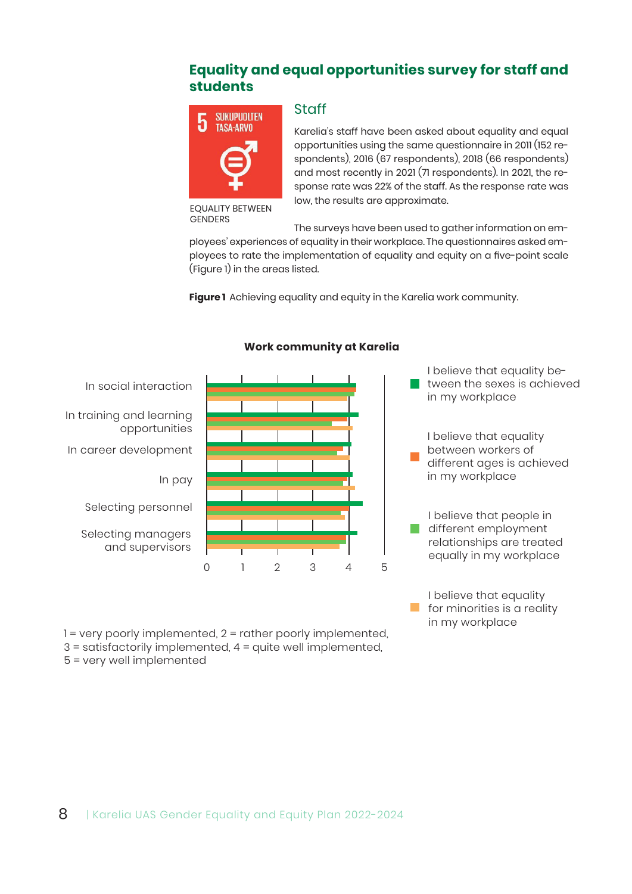## Equality and equal opportunities survey for staff and students

5 SUKUPUOLTEN TASA-ARVO

EQUALITY BETWEEN GENDERS

### Staff

Karelia's staff have been asked about equality and equal opportunities using the same questionnaire in 2011 (152 respondents), 2016 (67 respondents), 2018 (66 respondents) and most recently in 2021 (71 respondents). In 2021, the response rate was 22% of the staff. As the response rate was low, the results are approximate.

The surveys have been used to gather information on employees' experiences of equality in their workplace. The questionnaires asked employees to rate the implementation of equality and equity on a five-point scale (Figure 1) in the areas listed.

**Figure 1** Achieving equality and equity in the Karelia work community.

**Work community at Karelia**

Categories: In social interaction; In training and learning opportunities; In career development; In pay; Selecting personnel; Selecting managers and supervisors

Scale: 0, 1, 2, 3, 4, 5

Legend:
- I believe that equality between the sexes is achieved in my workplace
- I believe that equality between workers of different ages is achieved in my workplace
- I believe that people in different employment relationships are treated equally in my workplace
- I believe that equality for minorities is a reality in my workplace

1 = very poorly implemented, 2 = rather poorly implemented, 3 = satisfactorily implemented, 4 = quite well implemented, 5 = very well implemented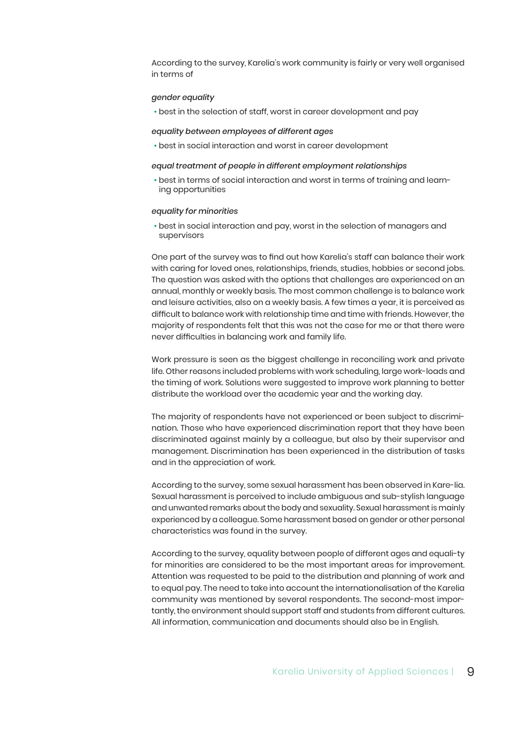According to the survey, Karelia's work community is fairly or very well organised in terms of

*gender equality*

- best in the selection of staff, worst in career development and pay

*equality between employees of different ages*

- best in social interaction and worst in career development

*equal treatment of people in different employment relationships*

- best in terms of social interaction and worst in terms of training and learning opportunities

*equality for minorities*

- best in social interaction and pay, worst in the selection of managers and supervisors

One part of the survey was to find out how Karelia's staff can balance their work with caring for loved ones, relationships, friends, studies, hobbies or second jobs. The question was asked with the options that challenges are experienced on an annual, monthly or weekly basis. The most common challenge is to balance work and leisure activities, also on a weekly basis. A few times a year, it is perceived as difficult to balance work with relationship time and time with friends. However, the majority of respondents felt that this was not the case for me or that there were never difficulties in balancing work and family life.

Work pressure is seen as the biggest challenge in reconciling work and private life. Other reasons included problems with work scheduling, large work-loads and the timing of work. Solutions were suggested to improve work planning to better distribute the workload over the academic year and the working day.

The majority of respondents have not experienced or been subject to discrimination. Those who have experienced discrimination report that they have been discriminated against mainly by a colleague, but also by their supervisor and management. Discrimination has been experienced in the distribution of tasks and in the appreciation of work.

According to the survey, some sexual harassment has been observed in Kare-lia. Sexual harassment is perceived to include ambiguous and sub-stylish language and unwanted remarks about the body and sexuality. Sexual harassment is mainly experienced by a colleague. Some harassment based on gender or other personal characteristics was found in the survey.

According to the survey, equality between people of different ages and equali-ty for minorities are considered to be the most important areas for improvement. Attention was requested to be paid to the distribution and planning of work and to equal pay. The need to take into account the internationalisation of the Karelia community was mentioned by several respondents. The second-most importantly, the environment should support staff and students from different cultures. All information, communication and documents should also be in English.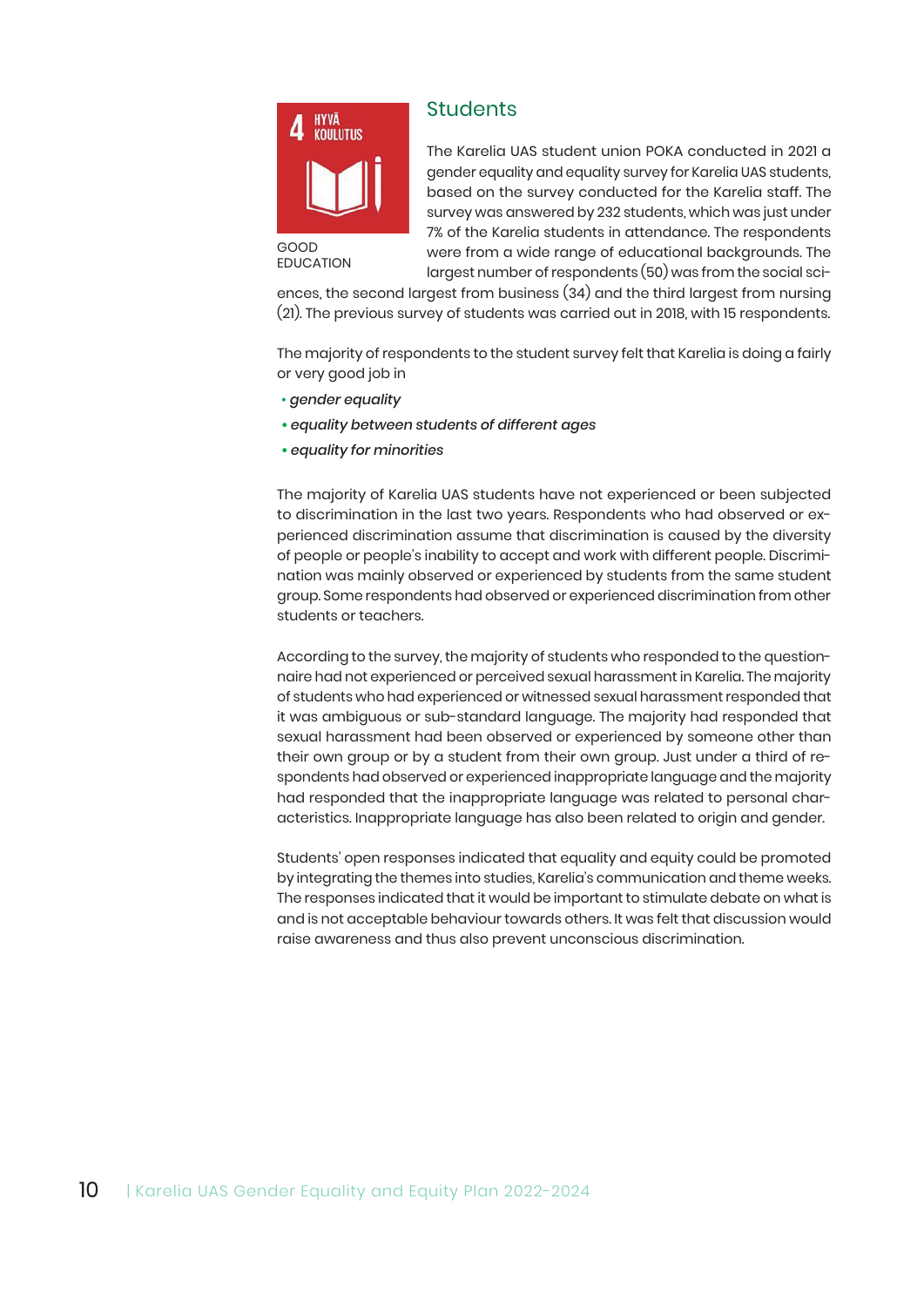## Students

GOOD EDUCATION

The Karelia UAS student union POKA conducted in 2021 a gender equality and equality survey for Karelia UAS students, based on the survey conducted for the Karelia staff. The survey was answered by 232 students, which was just under 7% of the Karelia students in attendance. The respondents were from a wide range of educational backgrounds. The largest number of respondents (50) was from the social sciences, the second largest from business (34) and the third largest from nursing (21). The previous survey of students was carried out in 2018, with 15 respondents.

The majority of respondents to the student survey felt that Karelia is doing a fairly or very good job in

- *gender equality*
- *equality between students of different ages*
- *equality for minorities*

The majority of Karelia UAS students have not experienced or been subjected to discrimination in the last two years. Respondents who had observed or experienced discrimination assume that discrimination is caused by the diversity of people or people's inability to accept and work with different people. Discrimination was mainly observed or experienced by students from the same student group. Some respondents had observed or experienced discrimination from other students or teachers.

According to the survey, the majority of students who responded to the questionnaire had not experienced or perceived sexual harassment in Karelia. The majority of students who had experienced or witnessed sexual harassment responded that it was ambiguous or sub-standard language. The majority had responded that sexual harassment had been observed or experienced by someone other than their own group or by a student from their own group. Just under a third of respondents had observed or experienced inappropriate language and the majority had responded that the inappropriate language was related to personal characteristics. Inappropriate language has also been related to origin and gender.

Students' open responses indicated that equality and equity could be promoted by integrating the themes into studies, Karelia's communication and theme weeks. The responses indicated that it would be important to stimulate debate on what is and is not acceptable behaviour towards others. It was felt that discussion would raise awareness and thus also prevent unconscious discrimination.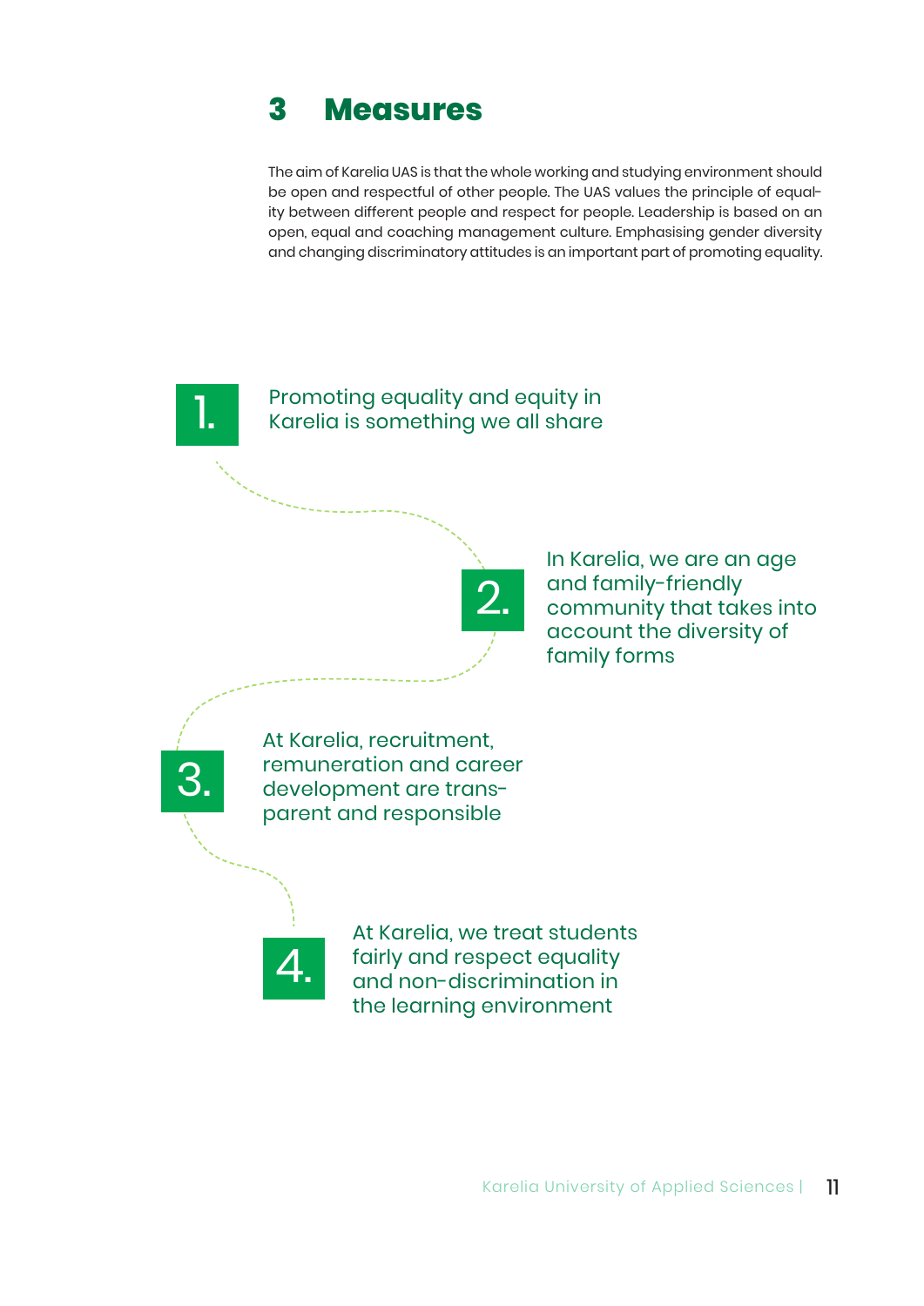# 3 Measures

The aim of Karelia UAS is that the whole working and studying environment should be open and respectful of other people. The UAS values the principle of equality between different people and respect for people. Leadership is based on an open, equal and coaching management culture. Emphasising gender diversity and changing discriminatory attitudes is an important part of promoting equality.

1. Promoting equality and equity in Karelia is something we all share

2. In Karelia, we are an age and family-friendly community that takes into account the diversity of family forms

3. At Karelia, recruitment, remuneration and career development are transparent and responsible

4. At Karelia, we treat students fairly and respect equality and non-discrimination in the learning environment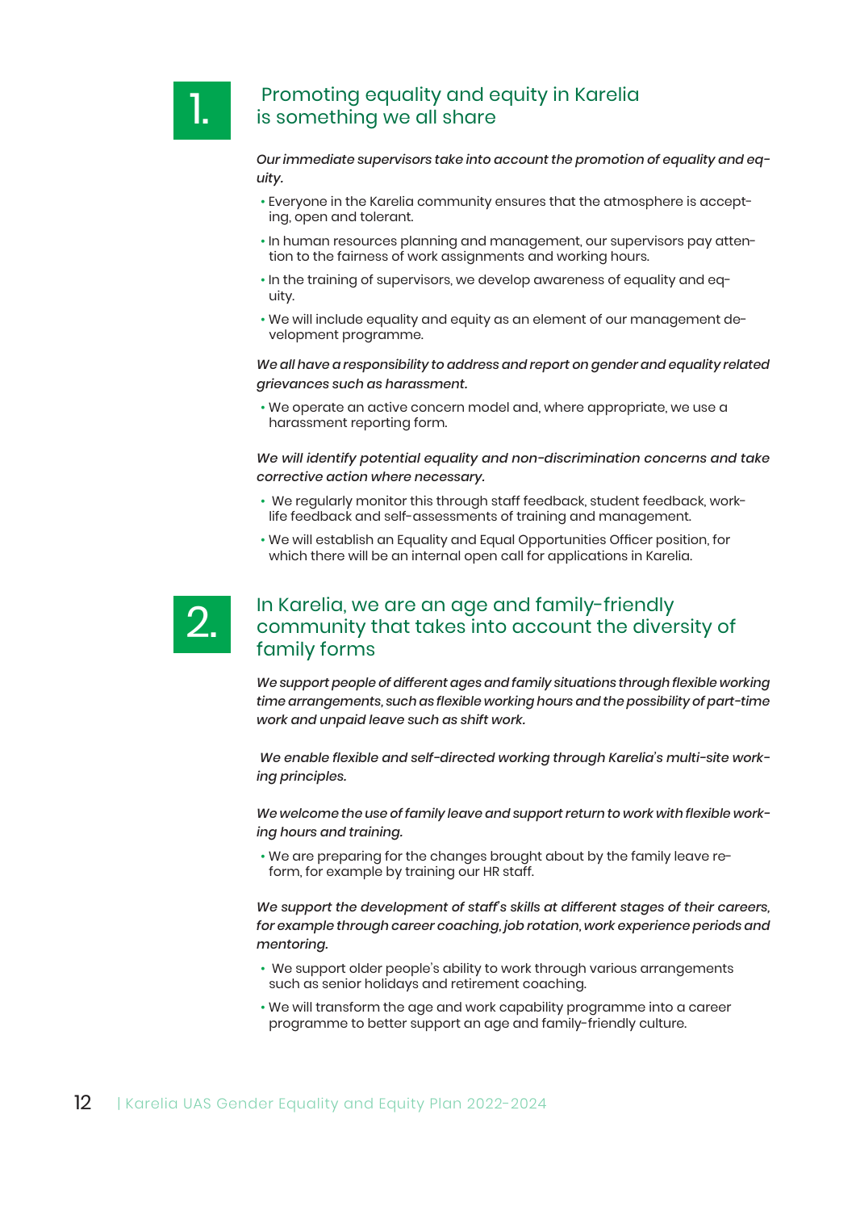## 1. Promoting equality and equity in Karelia is something we all share

***Our immediate supervisors take into account the promotion of equality and equity.***

- Everyone in the Karelia community ensures that the atmosphere is accepting, open and tolerant.
- In human resources planning and management, our supervisors pay attention to the fairness of work assignments and working hours.
- In the training of supervisors, we develop awareness of equality and equity.
- We will include equality and equity as an element of our management development programme.

***We all have a responsibility to address and report on gender and equality related grievances such as harassment.***

- We operate an active concern model and, where appropriate, we use a harassment reporting form.

***We will identify potential equality and non-discrimination concerns and take corrective action where necessary.***

- We regularly monitor this through staff feedback, student feedback, work-life feedback and self-assessments of training and management.
- We will establish an Equality and Equal Opportunities Officer position, for which there will be an internal open call for applications in Karelia.

## 2. In Karelia, we are an age and family-friendly community that takes into account the diversity of family forms

***We support people of different ages and family situations through flexible working time arrangements, such as flexible working hours and the possibility of part-time work and unpaid leave such as shift work.***

***We enable flexible and self-directed working through Karelia's multi-site working principles.***

***We welcome the use of family leave and support return to work with flexible working hours and training.***

- We are preparing for the changes brought about by the family leave reform, for example by training our HR staff.

***We support the development of staff's skills at different stages of their careers, for example through career coaching, job rotation, work experience periods and mentoring.***

- We support older people's ability to work through various arrangements such as senior holidays and retirement coaching.
- We will transform the age and work capability programme into a career programme to better support an age and family-friendly culture.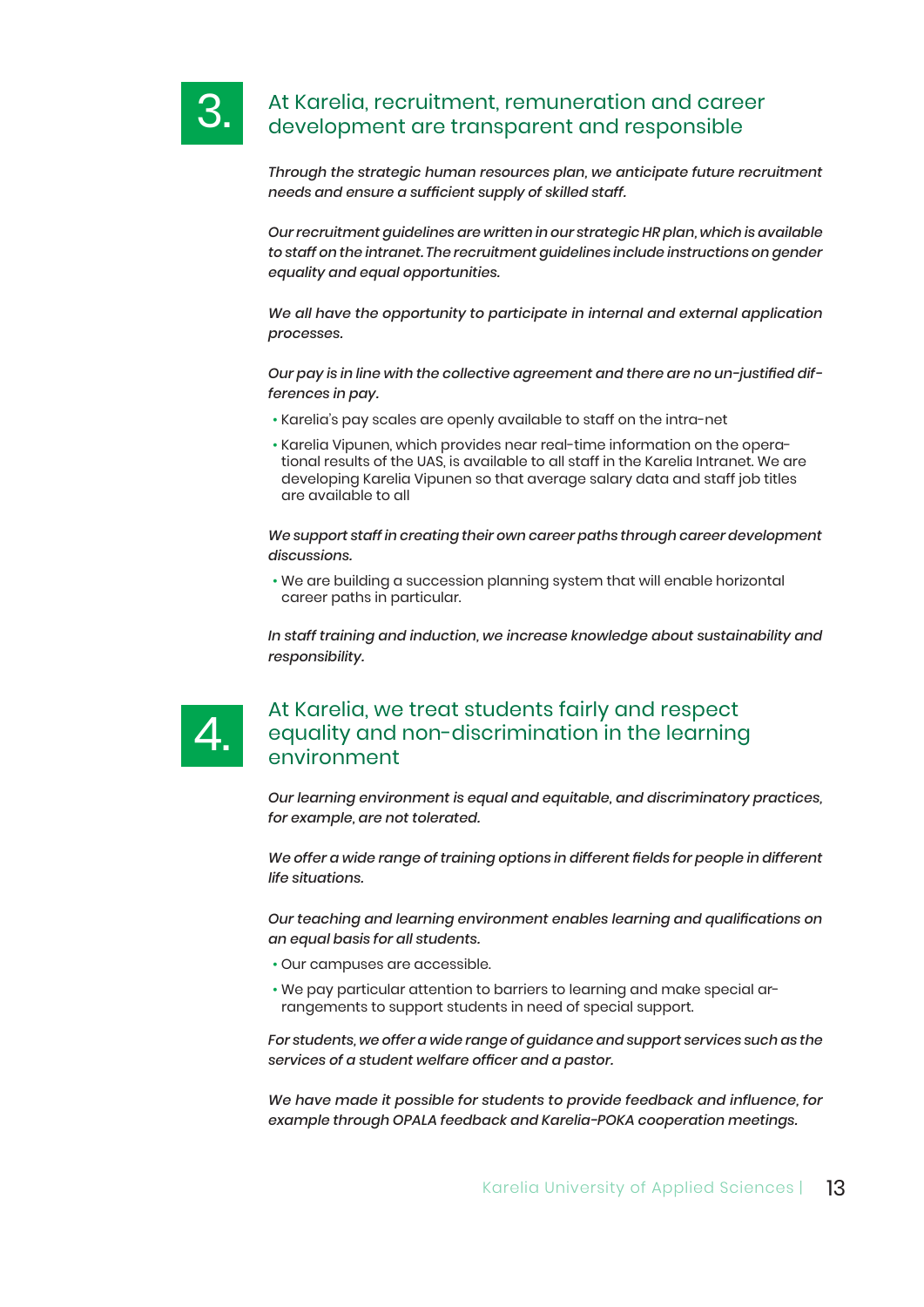## 3. At Karelia, recruitment, remuneration and career development are transparent and responsible

*Through the strategic human resources plan, we anticipate future recruitment needs and ensure a sufficient supply of skilled staff.*

*Our recruitment guidelines are written in our strategic HR plan, which is available to staff on the intranet. The recruitment guidelines include instructions on gender equality and equal opportunities.*

*We all have the opportunity to participate in internal and external application processes.*

*Our pay is in line with the collective agreement and there are no un-justified differences in pay.*

- Karelia's pay scales are openly available to staff on the intra-net
- Karelia Vipunen, which provides near real-time information on the operational results of the UAS, is available to all staff in the Karelia Intranet. We are developing Karelia Vipunen so that average salary data and staff job titles are available to all

*We support staff in creating their own career paths through career development discussions.*

- We are building a succession planning system that will enable horizontal career paths in particular.

*In staff training and induction, we increase knowledge about sustainability and responsibility.*

## 4. At Karelia, we treat students fairly and respect equality and non-discrimination in the learning environment

*Our learning environment is equal and equitable, and discriminatory practices, for example, are not tolerated.*

*We offer a wide range of training options in different fields for people in different life situations.*

*Our teaching and learning environment enables learning and qualifications on an equal basis for all students.*

- Our campuses are accessible.
- We pay particular attention to barriers to learning and make special arrangements to support students in need of special support.

*For students, we offer a wide range of guidance and support services such as the services of a student welfare officer and a pastor.*

*We have made it possible for students to provide feedback and influence, for example through OPALA feedback and Karelia-POKA cooperation meetings.*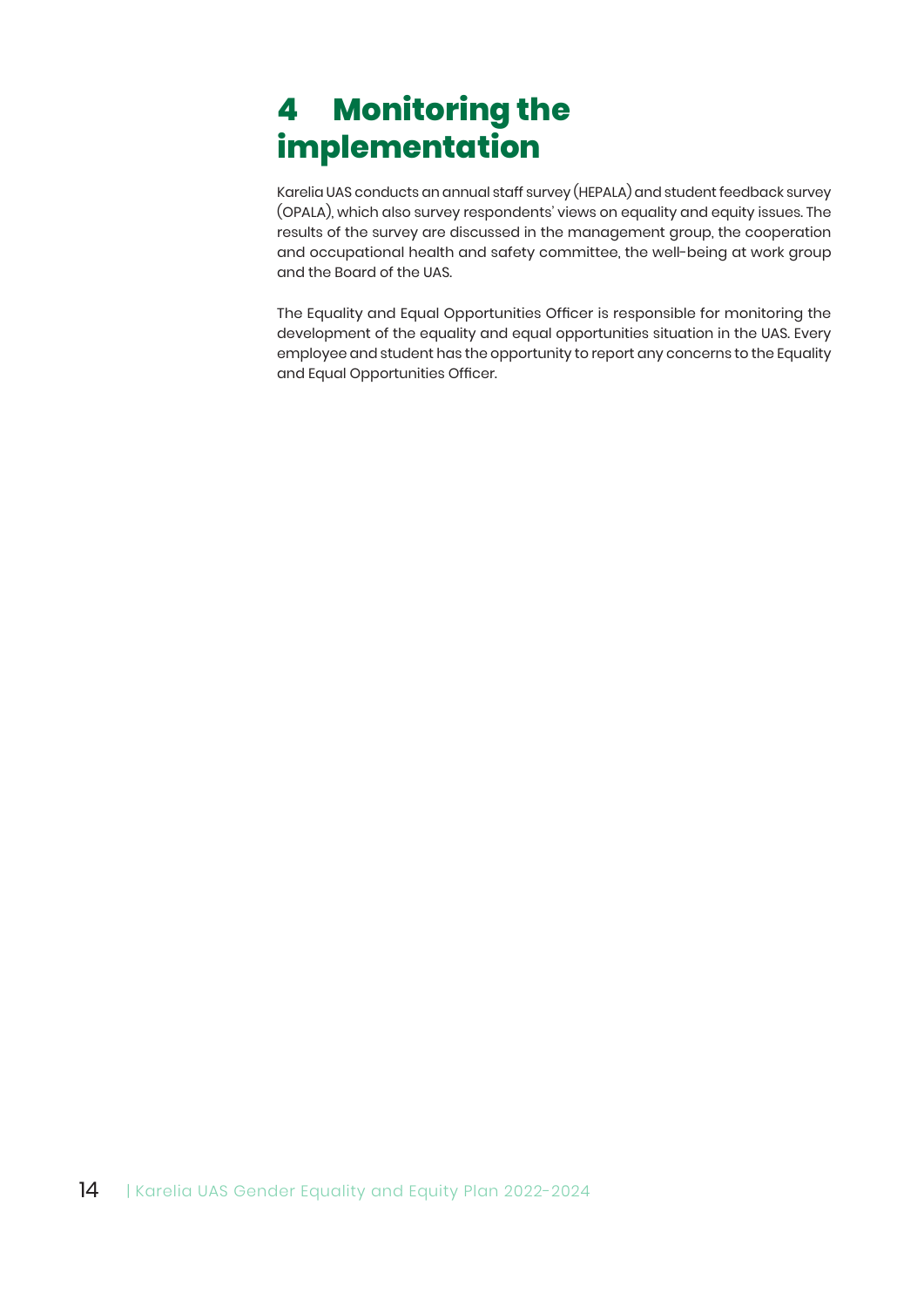# 4 Monitoring the implementation

Karelia UAS conducts an annual staff survey (HEPALA) and student feedback survey (OPALA), which also survey respondents' views on equality and equity issues. The results of the survey are discussed in the management group, the cooperation and occupational health and safety committee, the well-being at work group and the Board of the UAS.

The Equality and Equal Opportunities Officer is responsible for monitoring the development of the equality and equal opportunities situation in the UAS. Every employee and student has the opportunity to report any concerns to the Equality and Equal Opportunities Officer.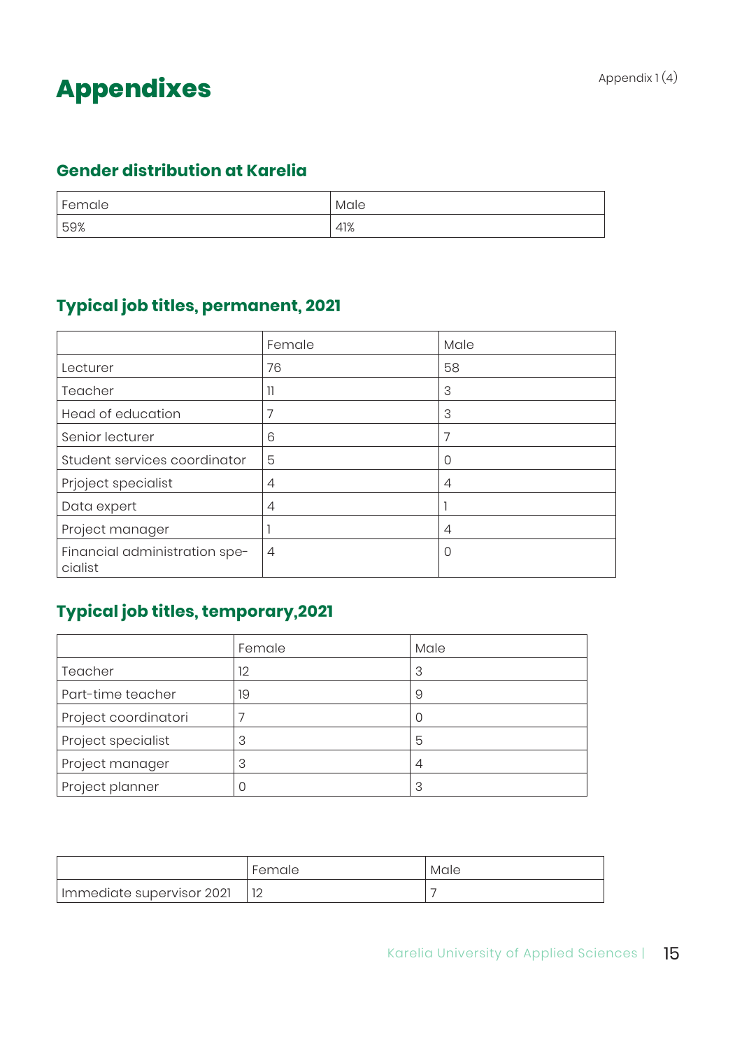# Appendixes

Appendix 1 (4)

## Gender distribution at Karelia

| Female | Male |
|---|---|
| 59% | 41% |

## Typical job titles, permanent, 2021

| | Female | Male |
|---|---|---|
| Lecturer | 76 | 58 |
| Teacher | 11 | 3 |
| Head of education | 7 | 3 |
| Senior lecturer | 6 | 7 |
| Student services coordinator | 5 | 0 |
| Prjoject specialist | 4 | 4 |
| Data expert | 4 | 1 |
| Project manager | 1 | 4 |
| Financial administration specialist | 4 | 0 |

## Typical job titles, temporary,2021

| | Female | Male |
|---|---|---|
| Teacher | 12 | 3 |
| Part-time teacher | 19 | 9 |
| Project coordinatori | 7 | 0 |
| Project specialist | 3 | 5 |
| Project manager | 3 | 4 |
| Project planner | 0 | 3 |

| | Female | Male |
|---|---|---|
| Immediate supervisor 2021 | 12 | 7 |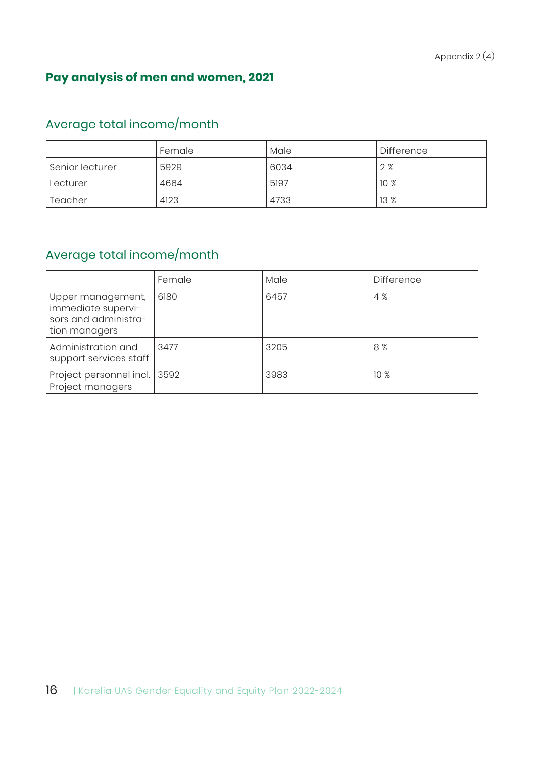Appendix 2 (4)

## Pay analysis of men and women, 2021

### Average total income/month

| | Female | Male | Difference |
|---|---|---|---|
| Senior lecturer | 5929 | 6034 | 2 % |
| Lecturer | 4664 | 5197 | 10 % |
| Teacher | 4123 | 4733 | 13 % |

### Average total income/month

| | Female | Male | Difference |
|---|---|---|---|
| Upper management, immediate supervisors and administration managers | 6180 | 6457 | 4 % |
| Administration and support services staff | 3477 | 3205 | 8 % |
| Project personnel incl. Project managers | 3592 | 3983 | 10 % |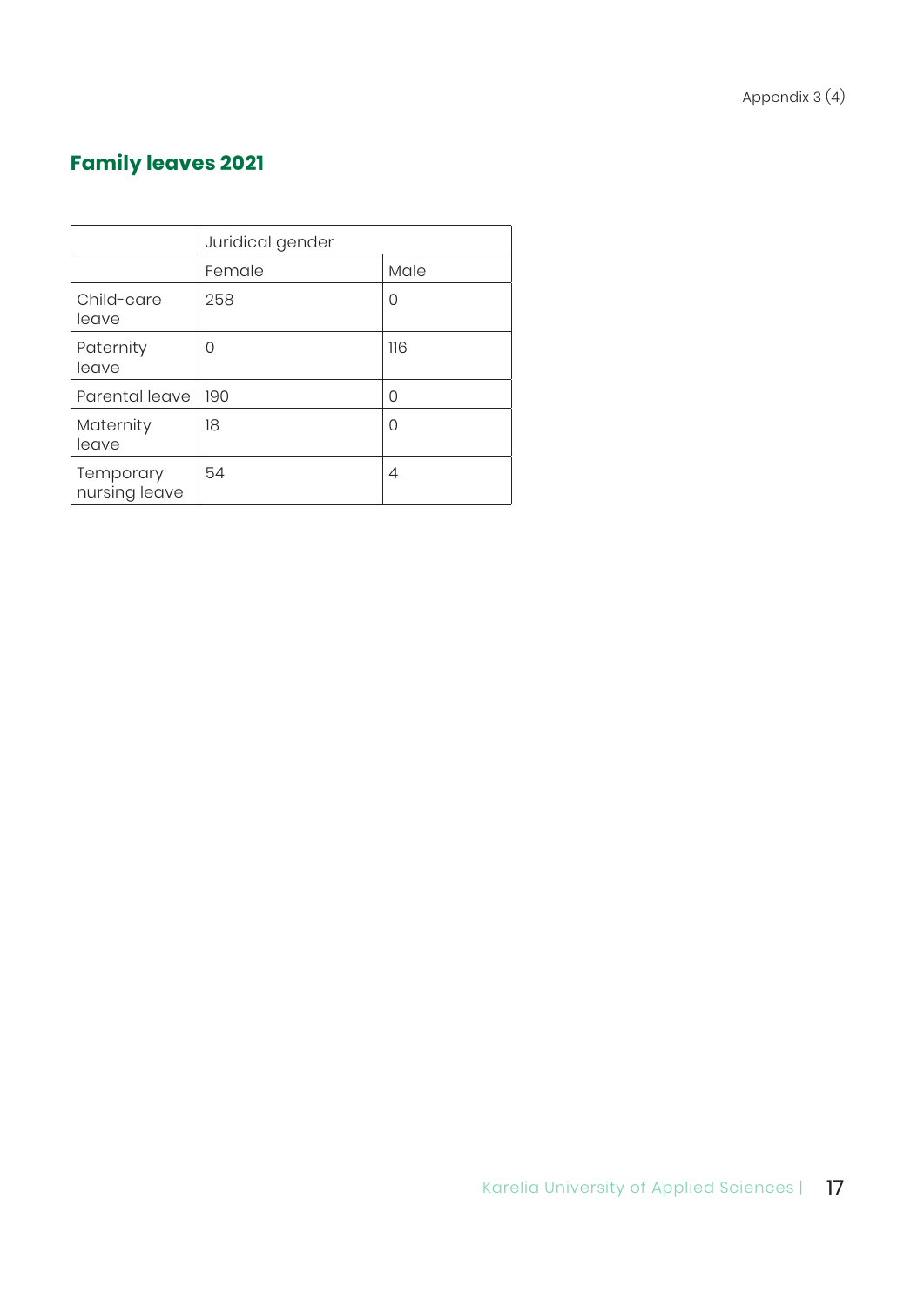Appendix 3 (4)

## Family leaves 2021

| | Juridical gender | |
|---|---|---|
| | Female | Male |
| Child-care leave | 258 | 0 |
| Paternity leave | 0 | 116 |
| Parental leave | 190 | 0 |
| Maternity leave | 18 | 0 |
| Temporary nursing leave | 54 | 4 |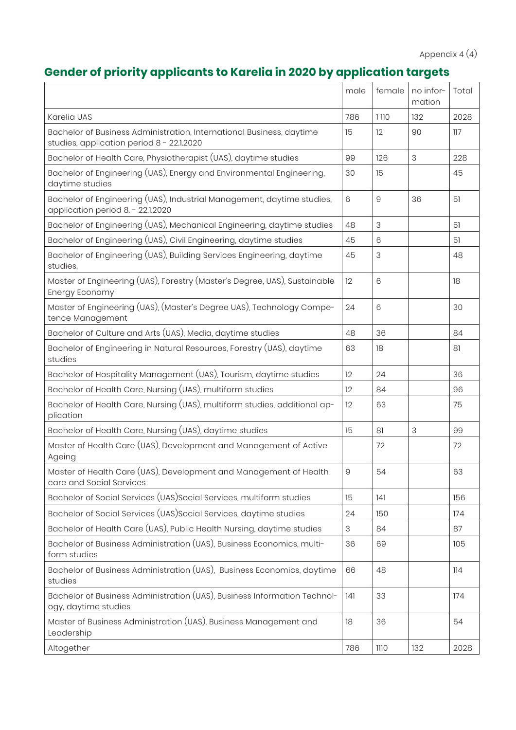Appendix 4 (4)

## Gender of priority applicants to Karelia in 2020 by application targets

| | male | female | no information | Total |
|---|---|---|---|---|
| Karelia UAS | 786 | 1 110 | 132 | 2028 |
| Bachelor of Business Administration, International Business, daytime studies, application period 8 - 22.1.2020 | 15 | 12 | 90 | 117 |
| Bachelor of Health Care, Physiotherapist (UAS), daytime studies | 99 | 126 | 3 | 228 |
| Bachelor of Engineering (UAS), Energy and Environmental Engineering, daytime studies | 30 | 15 | | 45 |
| Bachelor of Engineering (UAS), Industrial Management, daytime studies, application period 8. - 22.1.2020 | 6 | 9 | 36 | 51 |
| Bachelor of Engineering (UAS), Mechanical Engineering, daytime studies | 48 | 3 | | 51 |
| Bachelor of Engineering (UAS), Civil Engineering, daytime studies | 45 | 6 | | 51 |
| Bachelor of Engineering (UAS), Building Services Engineering, daytime studies, | 45 | 3 | | 48 |
| Master of Engineering (UAS), Forestry (Master's Degree, UAS), Sustainable Energy Economy | 12 | 6 | | 18 |
| Master of Engineering (UAS), (Master's Degree UAS), Technology Competence Management | 24 | 6 | | 30 |
| Bachelor of Culture and Arts (UAS), Media, daytime studies | 48 | 36 | | 84 |
| Bachelor of Engineering in Natural Resources, Forestry (UAS), daytime studies | 63 | 18 | | 81 |
| Bachelor of Hospitality Management (UAS), Tourism, daytime studies | 12 | 24 | | 36 |
| Bachelor of Health Care, Nursing (UAS), multiform studies | 12 | 84 | | 96 |
| Bachelor of Health Care, Nursing (UAS), multiform studies, additional application | 12 | 63 | | 75 |
| Bachelor of Health Care, Nursing (UAS), daytime studies | 15 | 81 | 3 | 99 |
| Master of Health Care (UAS), Development and Management of Active Ageing | | 72 | | 72 |
| Master of Health Care (UAS), Development and Management of Health care and Social Services | 9 | 54 | | 63 |
| Bachelor of Social Services (UAS)Social Services, multiform studies | 15 | 141 | | 156 |
| Bachelor of Social Services (UAS)Social Services, daytime studies | 24 | 150 | | 174 |
| Bachelor of Health Care (UAS), Public Health Nursing, daytime studies | 3 | 84 | | 87 |
| Bachelor of Business Administration (UAS), Business Economics, multiform studies | 36 | 69 | | 105 |
| Bachelor of Business Administration (UAS), Business Economics, daytime studies | 66 | 48 | | 114 |
| Bachelor of Business Administration (UAS), Business Information Technology, daytime studies | 141 | 33 | | 174 |
| Master of Business Administration (UAS), Business Management and Leadership | 18 | 36 | | 54 |
| Altogether | 786 | 1110 | 132 | 2028 |